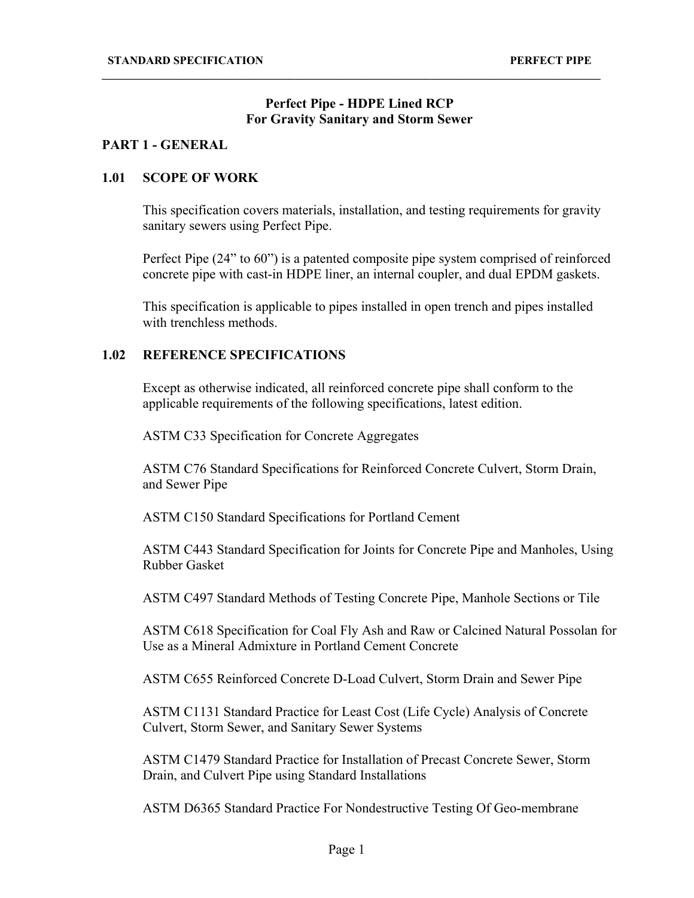# Perfect Pipe - HDPE Lined RCP
# For Gravity Sanitary and Storm Sewer

## PART 1 - GENERAL

### 1.01 SCOPE OF WORK

This specification covers materials, installation, and testing requirements for gravity sanitary sewers using Perfect Pipe.

Perfect Pipe (24” to 60”) is a patented composite pipe system comprised of reinforced concrete pipe with cast-in HDPE liner, an internal coupler, and dual EPDM gaskets.

This specification is applicable to pipes installed in open trench and pipes installed with trenchless methods.

### 1.02 REFERENCE SPECIFICATIONS

Except as otherwise indicated, all reinforced concrete pipe shall conform to the applicable requirements of the following specifications, latest edition.

ASTM C33 Specification for Concrete Aggregates

ASTM C76 Standard Specifications for Reinforced Concrete Culvert, Storm Drain, and Sewer Pipe

ASTM C150 Standard Specifications for Portland Cement

ASTM C443 Standard Specification for Joints for Concrete Pipe and Manholes, Using Rubber Gasket

ASTM C497 Standard Methods of Testing Concrete Pipe, Manhole Sections or Tile

ASTM C618 Specification for Coal Fly Ash and Raw or Calcined Natural Possolan for Use as a Mineral Admixture in Portland Cement Concrete

ASTM C655 Reinforced Concrete D-Load Culvert, Storm Drain and Sewer Pipe

ASTM C1131 Standard Practice for Least Cost (Life Cycle) Analysis of Concrete Culvert, Storm Sewer, and Sanitary Sewer Systems

ASTM C1479 Standard Practice for Installation of Precast Concrete Sewer, Storm Drain, and Culvert Pipe using Standard Installations

ASTM D6365 Standard Practice For Nondestructive Testing Of Geo-membrane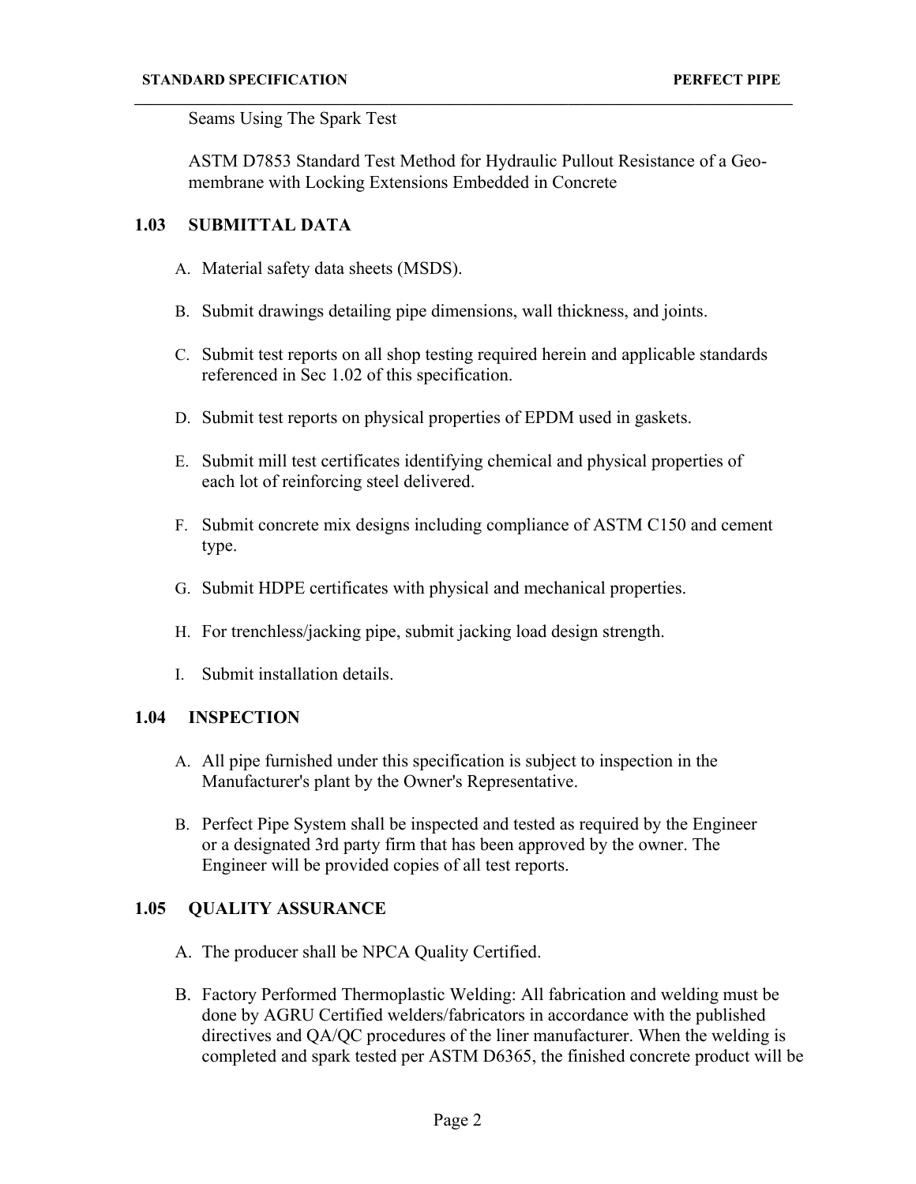Seams Using The Spark Test

ASTM D7853 Standard Test Method for Hydraulic Pullout Resistance of a Geo-membrane with Locking Extensions Embedded in Concrete

## 1.03 SUBMITTAL DATA

A. Material safety data sheets (MSDS).

B. Submit drawings detailing pipe dimensions, wall thickness, and joints.

C. Submit test reports on all shop testing required herein and applicable standards referenced in Sec 1.02 of this specification.

D. Submit test reports on physical properties of EPDM used in gaskets.

E. Submit mill test certificates identifying chemical and physical properties of each lot of reinforcing steel delivered.

F. Submit concrete mix designs including compliance of ASTM C150 and cement type.

G. Submit HDPE certificates with physical and mechanical properties.

H. For trenchless/jacking pipe, submit jacking load design strength.

I. Submit installation details.

## 1.04 INSPECTION

A. All pipe furnished under this specification is subject to inspection in the Manufacturer's plant by the Owner's Representative.

B. Perfect Pipe System shall be inspected and tested as required by the Engineer or a designated 3rd party firm that has been approved by the owner. The Engineer will be provided copies of all test reports.

## 1.05 QUALITY ASSURANCE

A. The producer shall be NPCA Quality Certified.

B. Factory Performed Thermoplastic Welding: All fabrication and welding must be done by AGRU Certified welders/fabricators in accordance with the published directives and QA/QC procedures of the liner manufacturer. When the welding is completed and spark tested per ASTM D6365, the finished concrete product will be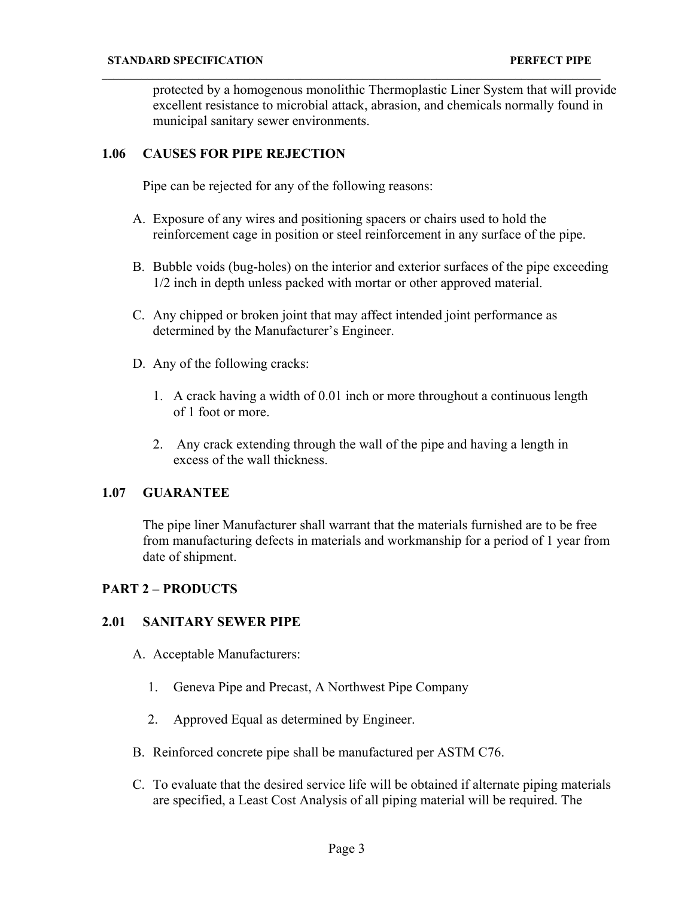protected by a homogenous monolithic Thermoplastic Liner System that will provide excellent resistance to microbial attack, abrasion, and chemicals normally found in municipal sanitary sewer environments.

### 1.06 CAUSES FOR PIPE REJECTION

Pipe can be rejected for any of the following reasons:

A. Exposure of any wires and positioning spacers or chairs used to hold the reinforcement cage in position or steel reinforcement in any surface of the pipe.

B. Bubble voids (bug-holes) on the interior and exterior surfaces of the pipe exceeding 1/2 inch in depth unless packed with mortar or other approved material.

C. Any chipped or broken joint that may affect intended joint performance as determined by the Manufacturer's Engineer.

D. Any of the following cracks:

   1. A crack having a width of 0.01 inch or more throughout a continuous length of 1 foot or more.

   2. Any crack extending through the wall of the pipe and having a length in excess of the wall thickness.

### 1.07 GUARANTEE

The pipe liner Manufacturer shall warrant that the materials furnished are to be free from manufacturing defects in materials and workmanship for a period of 1 year from date of shipment.

## PART 2 – PRODUCTS

### 2.01 SANITARY SEWER PIPE

A. Acceptable Manufacturers:

   1. Geneva Pipe and Precast, A Northwest Pipe Company

   2. Approved Equal as determined by Engineer.

B. Reinforced concrete pipe shall be manufactured per ASTM C76.

C. To evaluate that the desired service life will be obtained if alternate piping materials are specified, a Least Cost Analysis of all piping material will be required. The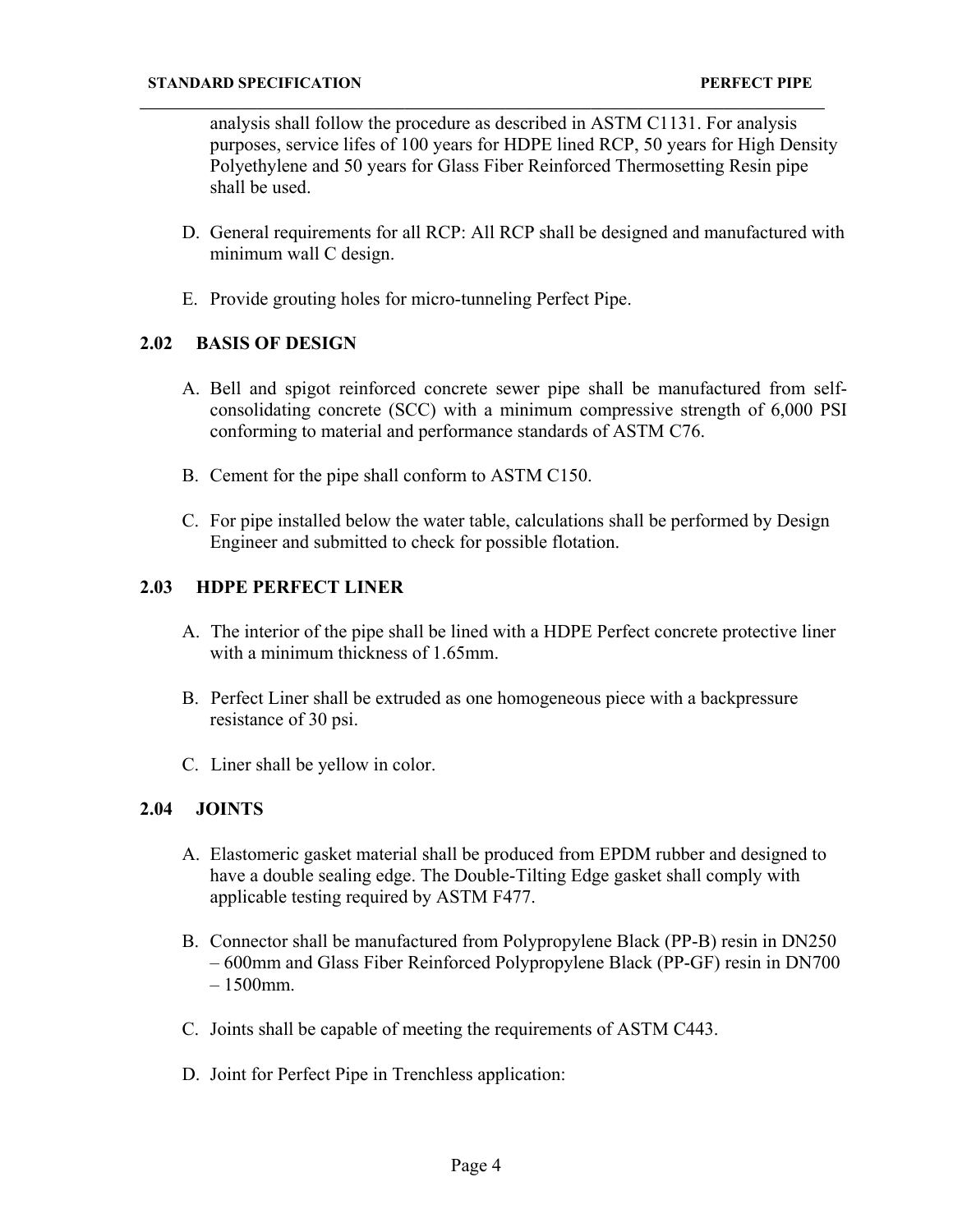analysis shall follow the procedure as described in ASTM C1131. For analysis purposes, service lifes of 100 years for HDPE lined RCP, 50 years for High Density Polyethylene and 50 years for Glass Fiber Reinforced Thermosetting Resin pipe shall be used.

D. General requirements for all RCP: All RCP shall be designed and manufactured with minimum wall C design.

E. Provide grouting holes for micro-tunneling Perfect Pipe.

### 2.02 BASIS OF DESIGN

A. Bell and spigot reinforced concrete sewer pipe shall be manufactured from self-consolidating concrete (SCC) with a minimum compressive strength of 6,000 PSI conforming to material and performance standards of ASTM C76.

B. Cement for the pipe shall conform to ASTM C150.

C. For pipe installed below the water table, calculations shall be performed by Design Engineer and submitted to check for possible flotation.

### 2.03 HDPE PERFECT LINER

A. The interior of the pipe shall be lined with a HDPE Perfect concrete protective liner with a minimum thickness of 1.65mm.

B. Perfect Liner shall be extruded as one homogeneous piece with a backpressure resistance of 30 psi.

C. Liner shall be yellow in color.

### 2.04 JOINTS

A. Elastomeric gasket material shall be produced from EPDM rubber and designed to have a double sealing edge. The Double-Tilting Edge gasket shall comply with applicable testing required by ASTM F477.

B. Connector shall be manufactured from Polypropylene Black (PP-B) resin in DN250 – 600mm and Glass Fiber Reinforced Polypropylene Black (PP-GF) resin in DN700 – 1500mm.

C. Joints shall be capable of meeting the requirements of ASTM C443.

D. Joint for Perfect Pipe in Trenchless application: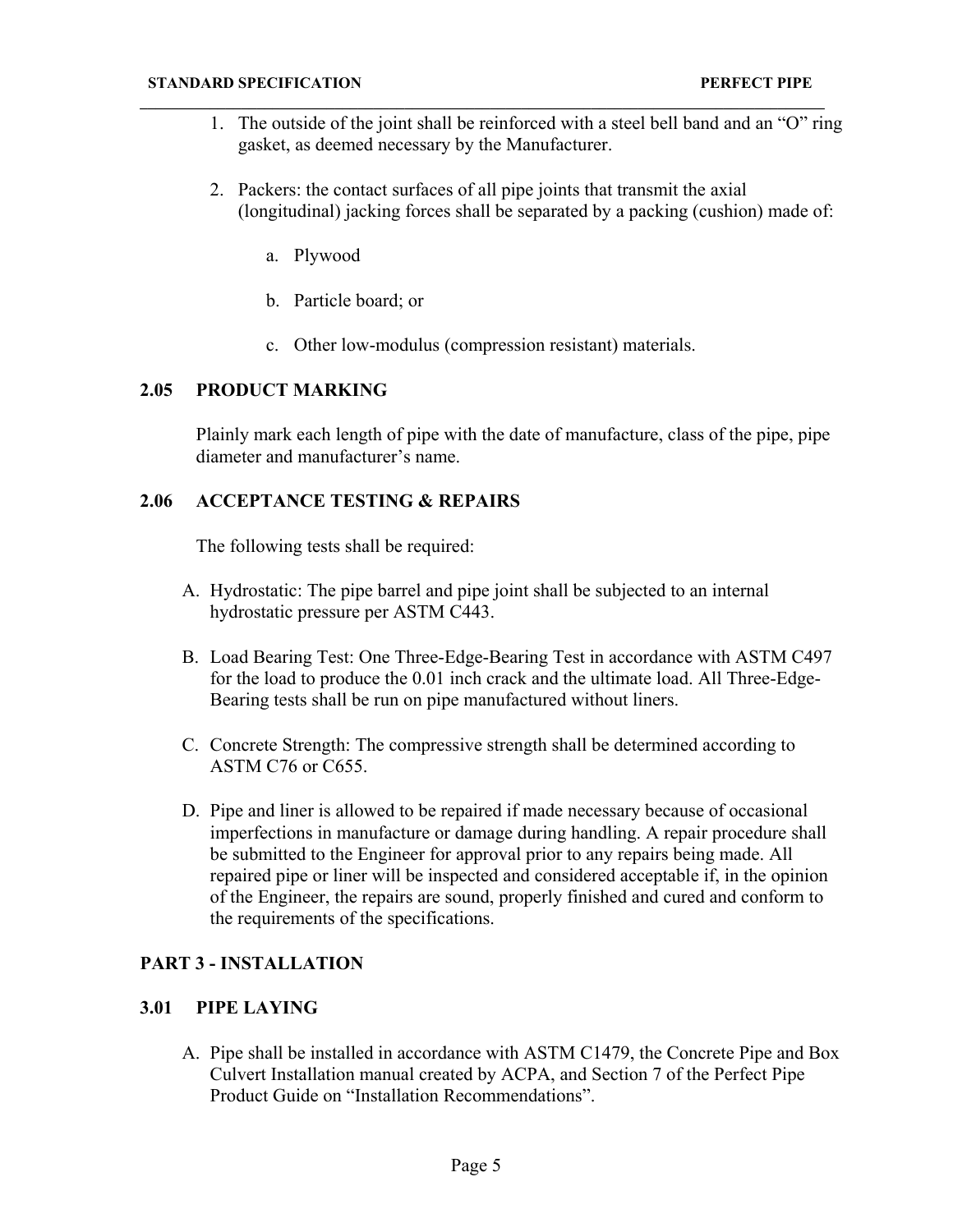1. The outside of the joint shall be reinforced with a steel bell band and an "O" ring gasket, as deemed necessary by the Manufacturer.

2. Packers: the contact surfaces of all pipe joints that transmit the axial (longitudinal) jacking forces shall be separated by a packing (cushion) made of:

   a. Plywood

   b. Particle board; or

   c. Other low-modulus (compression resistant) materials.

## 2.05 PRODUCT MARKING

Plainly mark each length of pipe with the date of manufacture, class of the pipe, pipe diameter and manufacturer's name.

## 2.06 ACCEPTANCE TESTING & REPAIRS

The following tests shall be required:

A. Hydrostatic: The pipe barrel and pipe joint shall be subjected to an internal hydrostatic pressure per ASTM C443.

B. Load Bearing Test: One Three-Edge-Bearing Test in accordance with ASTM C497 for the load to produce the 0.01 inch crack and the ultimate load. All Three-Edge-Bearing tests shall be run on pipe manufactured without liners.

C. Concrete Strength: The compressive strength shall be determined according to ASTM C76 or C655.

D. Pipe and liner is allowed to be repaired if made necessary because of occasional imperfections in manufacture or damage during handling. A repair procedure shall be submitted to the Engineer for approval prior to any repairs being made. All repaired pipe or liner will be inspected and considered acceptable if, in the opinion of the Engineer, the repairs are sound, properly finished and cured and conform to the requirements of the specifications.

# PART 3 - INSTALLATION

## 3.01 PIPE LAYING

A. Pipe shall be installed in accordance with ASTM C1479, the Concrete Pipe and Box Culvert Installation manual created by ACPA, and Section 7 of the Perfect Pipe Product Guide on "Installation Recommendations".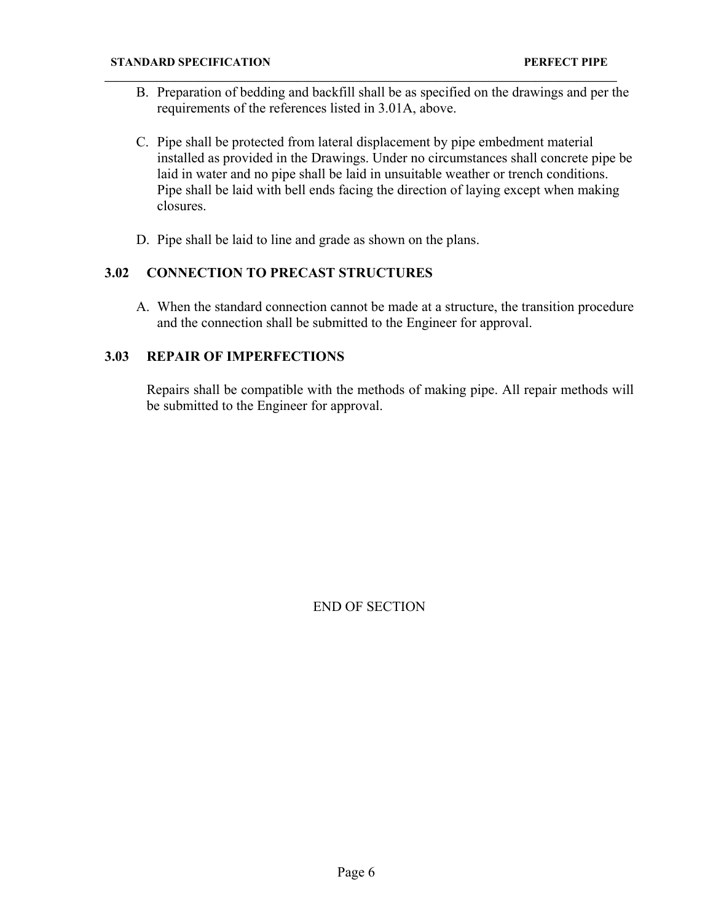B. Preparation of bedding and backfill shall be as specified on the drawings and per the requirements of the references listed in 3.01A, above.

C. Pipe shall be protected from lateral displacement by pipe embedment material installed as provided in the Drawings. Under no circumstances shall concrete pipe be laid in water and no pipe shall be laid in unsuitable weather or trench conditions. Pipe shall be laid with bell ends facing the direction of laying except when making closures.

D. Pipe shall be laid to line and grade as shown on the plans.

## 3.02 CONNECTION TO PRECAST STRUCTURES

A. When the standard connection cannot be made at a structure, the transition procedure and the connection shall be submitted to the Engineer for approval.

## 3.03 REPAIR OF IMPERFECTIONS

Repairs shall be compatible with the methods of making pipe. All repair methods will be submitted to the Engineer for approval.

END OF SECTION